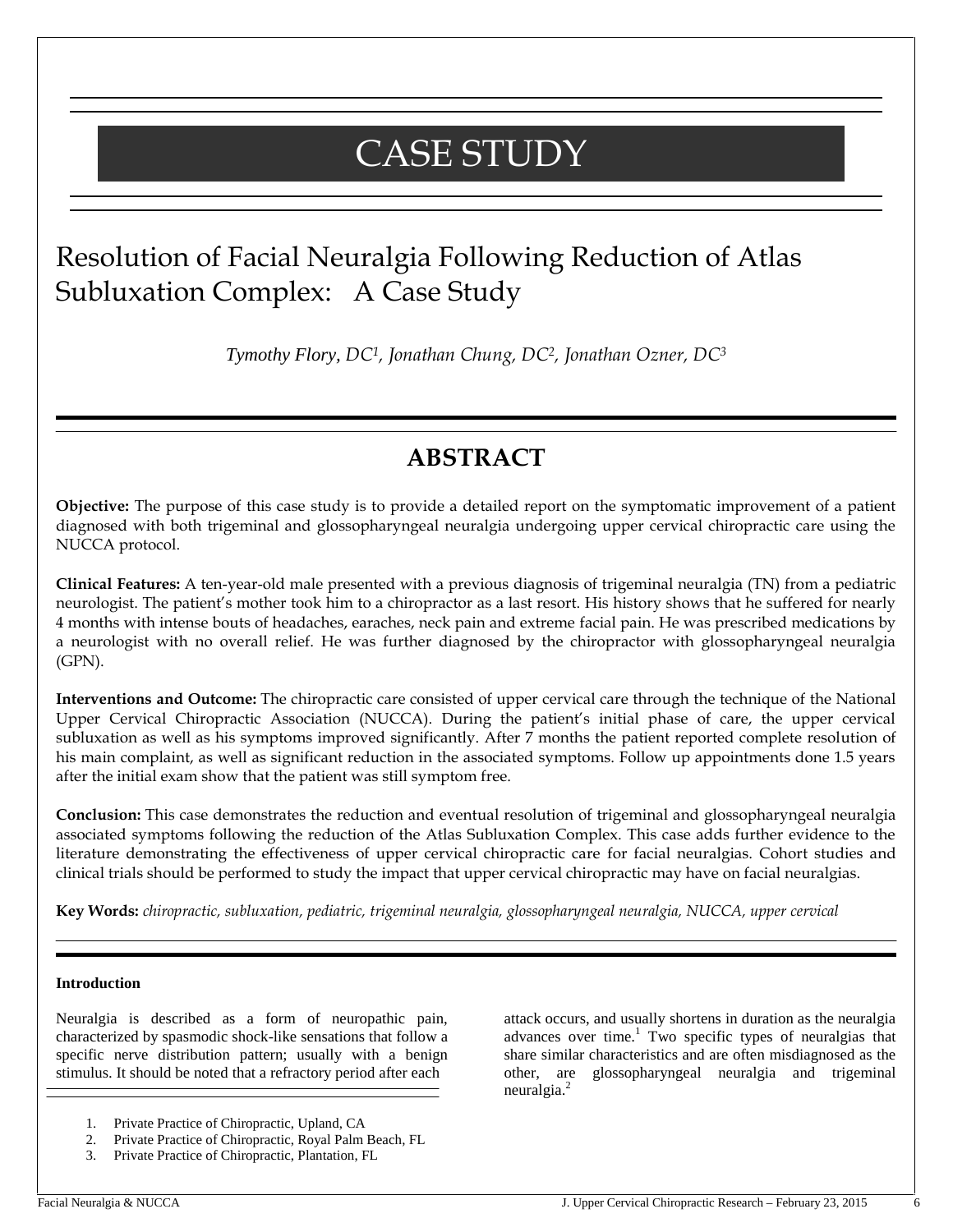# CASE STUDY

# Resolution of Facial Neuralgia Following Reduction of Atlas Subluxation Complex: A Case Study

*Tymothy Flory, DC[1], Jonathan Chung, DC[2], Jonathan Ozner, DC[3]*

## ABSTRACT

**Objective:** The purpose of this case study is to provide a detailed report on the symptomatic improvement of a patient diagnosed with both trigeminal and glossopharyngeal neuralgia undergoing upper cervical chiropractic care using the NUCCA protocol.

**Clinical Features:** A ten-year-old male presented with a previous diagnosis of trigeminal neuralgia (TN) from a pediatric neurologist. The patient's mother took him to a chiropractor as a last resort. His history shows that he suffered for nearly 4 months with intense bouts of headaches, earaches, neck pain and extreme facial pain. He was prescribed medications by a neurologist with no overall relief. He was further diagnosed by the chiropractor with glossopharyngeal neuralgia (GPN).

**Interventions and Outcome:** The chiropractic care consisted of upper cervical care through the technique of the National Upper Cervical Chiropractic Association (NUCCA). During the patient's initial phase of care, the upper cervical subluxation as well as his symptoms improved significantly. After 7 months the patient reported complete resolution of his main complaint, as well as significant reduction in the associated symptoms. Follow up appointments done 1.5 years after the initial exam show that the patient was still symptom free.

**Conclusion:** This case demonstrates the reduction and eventual resolution of trigeminal and glossopharyngeal neuralgia associated symptoms following the reduction of the Atlas Subluxation Complex. This case adds further evidence to the literature demonstrating the effectiveness of upper cervical chiropractic care for facial neuralgias. Cohort studies and clinical trials should be performed to study the impact that upper cervical chiropractic may have on facial neuralgias.

**Key Words:** *chiropractic, subluxation, pediatric, trigeminal neuralgia, glossopharyngeal neuralgia, NUCCA, upper cervical*

### Introduction

Neuralgia is described as a form of neuropathic pain, characterized by spasmodic shock-like sensations that follow a specific nerve distribution pattern; usually with a benign stimulus. It should be noted that a refractory period after each attack occurs, and usually shortens in duration as the neuralgia advances over time.[1] Two specific types of neuralgias that share similar characteristics and are often misdiagnosed as the other, are glossopharyngeal neuralgia and trigeminal neuralgia.[2]

1. Private Practice of Chiropractic, Upland, CA
2. Private Practice of Chiropractic, Royal Palm Beach, FL
3. Private Practice of Chiropractic, Plantation, FL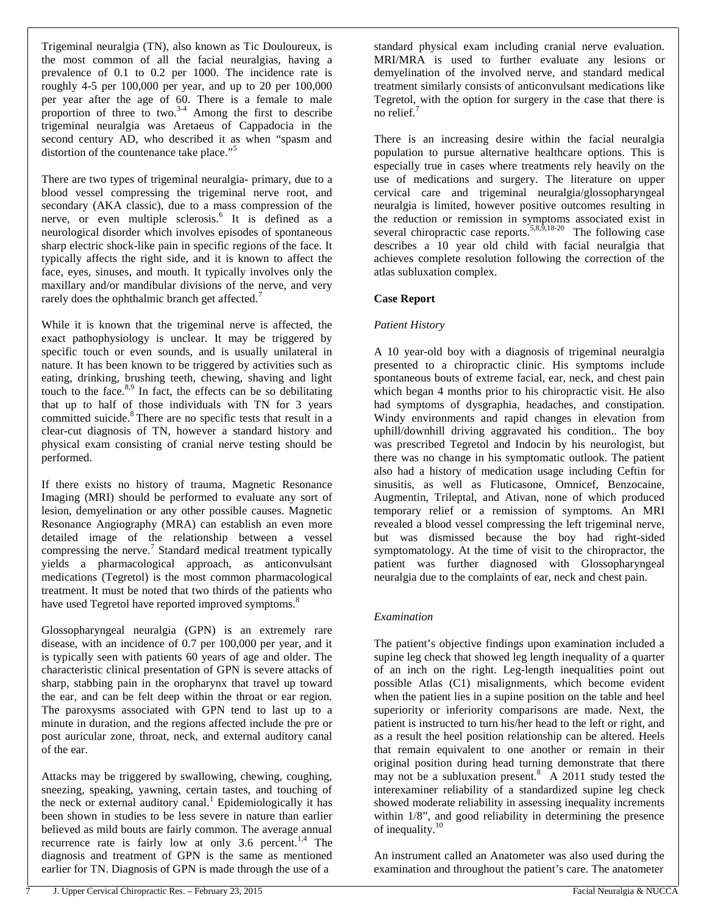Trigeminal neuralgia (TN), also known as Tic Douloureux, is the most common of all the facial neuralgias, having a prevalence of 0.1 to 0.2 per 1000. The incidence rate is roughly 4-5 per 100,000 per year, and up to 20 per 100,000 per year after the age of 60. There is a female to male proportion of three to two.[3-4] Among the first to describe trigeminal neuralgia was Aretaeus of Cappadocia in the second century AD, who described it as when "spasm and distortion of the countenance take place."[5]

There are two types of trigeminal neuralgia- primary, due to a blood vessel compressing the trigeminal nerve root, and secondary (AKA classic), due to a mass compression of the nerve, or even multiple sclerosis.[6] It is defined as a neurological disorder which involves episodes of spontaneous sharp electric shock-like pain in specific regions of the face. It typically affects the right side, and it is known to affect the face, eyes, sinuses, and mouth. It typically involves only the maxillary and/or mandibular divisions of the nerve, and very rarely does the ophthalmic branch get affected.[7]

While it is known that the trigeminal nerve is affected, the exact pathophysiology is unclear. It may be triggered by specific touch or even sounds, and is usually unilateral in nature. It has been known to be triggered by activities such as eating, drinking, brushing teeth, chewing, shaving and light touch to the face.[8,9] In fact, the effects can be so debilitating that up to half of those individuals with TN for 3 years committed suicide.[8] There are no specific tests that result in a clear-cut diagnosis of TN, however a standard history and physical exam consisting of cranial nerve testing should be performed.

If there exists no history of trauma, Magnetic Resonance Imaging (MRI) should be performed to evaluate any sort of lesion, demyelination or any other possible causes. Magnetic Resonance Angiography (MRA) can establish an even more detailed image of the relationship between a vessel compressing the nerve.[7] Standard medical treatment typically yields a pharmacological approach, as anticonvulsant medications (Tegretol) is the most common pharmacological treatment. It must be noted that two thirds of the patients who have used Tegretol have reported improved symptoms.[8]

Glossopharyngeal neuralgia (GPN) is an extremely rare disease, with an incidence of 0.7 per 100,000 per year, and it is typically seen with patients 60 years of age and older. The characteristic clinical presentation of GPN is severe attacks of sharp, stabbing pain in the oropharynx that travel up toward the ear, and can be felt deep within the throat or ear region. The paroxysms associated with GPN tend to last up to a minute in duration, and the regions affected include the pre or post auricular zone, throat, neck, and external auditory canal of the ear.

Attacks may be triggered by swallowing, chewing, coughing, sneezing, speaking, yawning, certain tastes, and touching of the neck or external auditory canal.[1] Epidemiologically it has been shown in studies to be less severe in nature than earlier believed as mild bouts are fairly common. The average annual recurrence rate is fairly low at only 3.6 percent.[1,4] The diagnosis and treatment of GPN is the same as mentioned earlier for TN. Diagnosis of GPN is made through the use of a standard physical exam including cranial nerve evaluation. MRI/MRA is used to further evaluate any lesions or demyelination of the involved nerve, and standard medical treatment similarly consists of anticonvulsant medications like Tegretol, with the option for surgery in the case that there is no relief.[7]

There is an increasing desire within the facial neuralgia population to pursue alternative healthcare options. This is especially true in cases where treatments rely heavily on the use of medications and surgery. The literature on upper cervical care and trigeminal neuralgia/glossopharyngeal neuralgia is limited, however positive outcomes resulting in the reduction or remission in symptoms associated exist in several chiropractic case reports.[5,8,9,18-20] The following case describes a 10 year old child with facial neuralgia that achieves complete resolution following the correction of the atlas subluxation complex.

## Case Report

### *Patient History*

A 10 year-old boy with a diagnosis of trigeminal neuralgia presented to a chiropractic clinic. His symptoms include spontaneous bouts of extreme facial, ear, neck, and chest pain which began 4 months prior to his chiropractic visit. He also had symptoms of dysgraphia, headaches, and constipation. Windy environments and rapid changes in elevation from uphill/downhill driving aggravated his condition.. The boy was prescribed Tegretol and Indocin by his neurologist, but there was no change in his symptomatic outlook. The patient also had a history of medication usage including Ceftin for sinusitis, as well as Fluticasone, Omnicef, Benzocaine, Augmentin, Trileptal, and Ativan, none of which produced temporary relief or a remission of symptoms. An MRI revealed a blood vessel compressing the left trigeminal nerve, but was dismissed because the boy had right-sided symptomatology. At the time of visit to the chiropractor, the patient was further diagnosed with Glossopharyngeal neuralgia due to the complaints of ear, neck and chest pain.

### *Examination*

The patient's objective findings upon examination included a supine leg check that showed leg length inequality of a quarter of an inch on the right. Leg-length inequalities point out possible Atlas (C1) misalignments, which become evident when the patient lies in a supine position on the table and heel superiority or inferiority comparisons are made. Next, the patient is instructed to turn his/her head to the left or right, and as a result the heel position relationship can be altered. Heels that remain equivalent to one another or remain in their original position during head turning demonstrate that there may not be a subluxation present.[8] A 2011 study tested the interexaminer reliability of a standardized supine leg check showed moderate reliability in assessing inequality increments within 1/8", and good reliability in determining the presence of inequality.[10]

An instrument called an Anatometer was also used during the examination and throughout the patient's care. The anatometer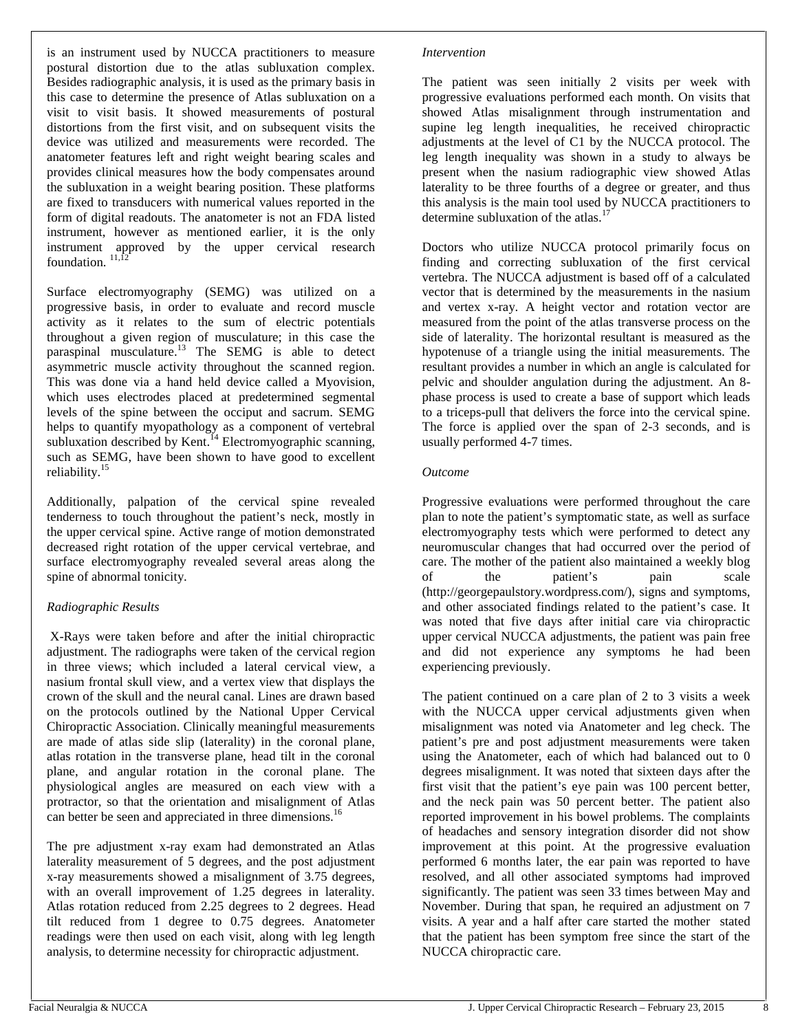is an instrument used by NUCCA practitioners to measure postural distortion due to the atlas subluxation complex. Besides radiographic analysis, it is used as the primary basis in this case to determine the presence of Atlas subluxation on a visit to visit basis. It showed measurements of postural distortions from the first visit, and on subsequent visits the device was utilized and measurements were recorded. The anatometer features left and right weight bearing scales and provides clinical measures how the body compensates around the subluxation in a weight bearing position. These platforms are fixed to transducers with numerical values reported in the form of digital readouts. The anatometer is not an FDA listed instrument, however as mentioned earlier, it is the only instrument approved by the upper cervical research foundation.[11,12]

Surface electromyography (SEMG) was utilized on a progressive basis, in order to evaluate and record muscle activity as it relates to the sum of electric potentials throughout a given region of musculature; in this case the paraspinal musculature.[13] The SEMG is able to detect asymmetric muscle activity throughout the scanned region. This was done via a hand held device called a Myovision, which uses electrodes placed at predetermined segmental levels of the spine between the occiput and sacrum. SEMG helps to quantify myopathology as a component of vertebral subluxation described by Kent.[14] Electromyographic scanning, such as SEMG, have been shown to have good to excellent reliability.[15]

Additionally, palpation of the cervical spine revealed tenderness to touch throughout the patient's neck, mostly in the upper cervical spine. Active range of motion demonstrated decreased right rotation of the upper cervical vertebrae, and surface electromyography revealed several areas along the spine of abnormal tonicity.

*Radiographic Results*

X-Rays were taken before and after the initial chiropractic adjustment. The radiographs were taken of the cervical region in three views; which included a lateral cervical view, a nasium frontal skull view, and a vertex view that displays the crown of the skull and the neural canal. Lines are drawn based on the protocols outlined by the National Upper Cervical Chiropractic Association. Clinically meaningful measurements are made of atlas side slip (laterality) in the coronal plane, atlas rotation in the transverse plane, head tilt in the coronal plane, and angular rotation in the coronal plane. The physiological angles are measured on each view with a protractor, so that the orientation and misalignment of Atlas can better be seen and appreciated in three dimensions.[16]

The pre adjustment x-ray exam had demonstrated an Atlas laterality measurement of 5 degrees, and the post adjustment x-ray measurements showed a misalignment of 3.75 degrees, with an overall improvement of 1.25 degrees in laterality. Atlas rotation reduced from 2.25 degrees to 2 degrees. Head tilt reduced from 1 degree to 0.75 degrees. Anatometer readings were then used on each visit, along with leg length analysis, to determine necessity for chiropractic adjustment.

*Intervention*

The patient was seen initially 2 visits per week with progressive evaluations performed each month. On visits that showed Atlas misalignment through instrumentation and supine leg length inequalities, he received chiropractic adjustments at the level of C1 by the NUCCA protocol. The leg length inequality was shown in a study to always be present when the nasium radiographic view showed Atlas laterality to be three fourths of a degree or greater, and thus this analysis is the main tool used by NUCCA practitioners to determine subluxation of the atlas.[17]

Doctors who utilize NUCCA protocol primarily focus on finding and correcting subluxation of the first cervical vertebra. The NUCCA adjustment is based off of a calculated vector that is determined by the measurements in the nasium and vertex x-ray. A height vector and rotation vector are measured from the point of the atlas transverse process on the side of laterality. The horizontal resultant is measured as the hypotenuse of a triangle using the initial measurements. The resultant provides a number in which an angle is calculated for pelvic and shoulder angulation during the adjustment. An 8-phase process is used to create a base of support which leads to a triceps-pull that delivers the force into the cervical spine. The force is applied over the span of 2-3 seconds, and is usually performed 4-7 times.

*Outcome*

Progressive evaluations were performed throughout the care plan to note the patient's symptomatic state, as well as surface electromyography tests which were performed to detect any neuromuscular changes that had occurred over the period of care. The mother of the patient also maintained a weekly blog of the patient's pain scale (http://georgepaulstory.wordpress.com/), signs and symptoms, and other associated findings related to the patient's case. It was noted that five days after initial care via chiropractic upper cervical NUCCA adjustments, the patient was pain free and did not experience any symptoms he had been experiencing previously.

The patient continued on a care plan of 2 to 3 visits a week with the NUCCA upper cervical adjustments given when misalignment was noted via Anatometer and leg check. The patient's pre and post adjustment measurements were taken using the Anatometer, each of which had balanced out to 0 degrees misalignment. It was noted that sixteen days after the first visit that the patient's eye pain was 100 percent better, and the neck pain was 50 percent better. The patient also reported improvement in his bowel problems. The complaints of headaches and sensory integration disorder did not show improvement at this point. At the progressive evaluation performed 6 months later, the ear pain was reported to have resolved, and all other associated symptoms had improved significantly. The patient was seen 33 times between May and November. During that span, he required an adjustment on 7 visits. A year and a half after care started the mother stated that the patient has been symptom free since the start of the NUCCA chiropractic care.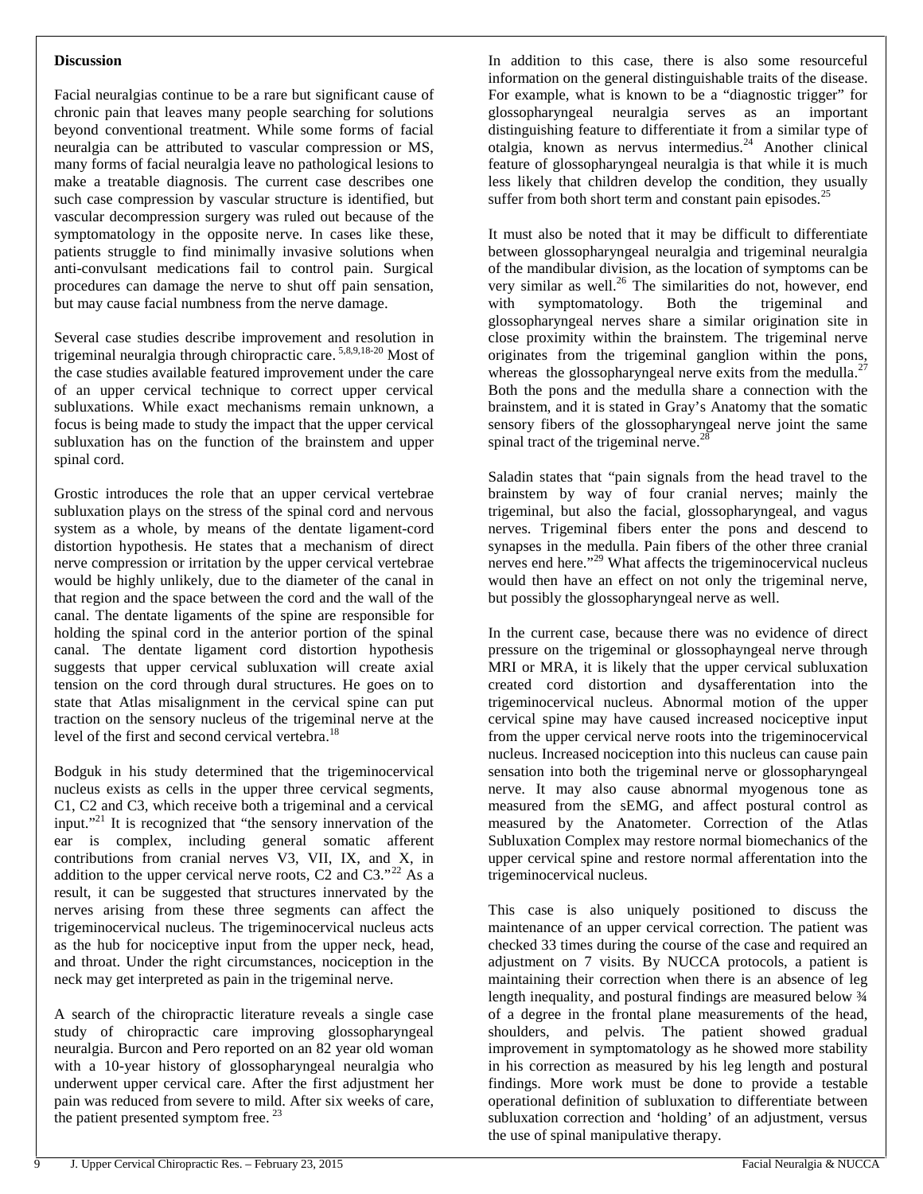**Discussion**

Facial neuralgias continue to be a rare but significant cause of chronic pain that leaves many people searching for solutions beyond conventional treatment. While some forms of facial neuralgia can be attributed to vascular compression or MS, many forms of facial neuralgia leave no pathological lesions to make a treatable diagnosis. The current case describes one such case compression by vascular structure is identified, but vascular decompression surgery was ruled out because of the symptomatology in the opposite nerve. In cases like these, patients struggle to find minimally invasive solutions when anti-convulsant medications fail to control pain. Surgical procedures can damage the nerve to shut off pain sensation, but may cause facial numbness from the nerve damage.

Several case studies describe improvement and resolution in trigeminal neuralgia through chiropractic care. [5,8,9,18-20] Most of the case studies available featured improvement under the care of an upper cervical technique to correct upper cervical subluxations. While exact mechanisms remain unknown, a focus is being made to study the impact that the upper cervical subluxation has on the function of the brainstem and upper spinal cord.

Grostic introduces the role that an upper cervical vertebrae subluxation plays on the stress of the spinal cord and nervous system as a whole, by means of the dentate ligament-cord distortion hypothesis. He states that a mechanism of direct nerve compression or irritation by the upper cervical vertebrae would be highly unlikely, due to the diameter of the canal in that region and the space between the cord and the wall of the canal. The dentate ligaments of the spine are responsible for holding the spinal cord in the anterior portion of the spinal canal. The dentate ligament cord distortion hypothesis suggests that upper cervical subluxation will create axial tension on the cord through dural structures. He goes on to state that Atlas misalignment in the cervical spine can put traction on the sensory nucleus of the trigeminal nerve at the level of the first and second cervical vertebra.[18]

Bodguk in his study determined that the trigeminocervical nucleus exists as cells in the upper three cervical segments, C1, C2 and C3, which receive both a trigeminal and a cervical input."[21] It is recognized that "the sensory innervation of the ear is complex, including general somatic afferent contributions from cranial nerves V3, VII, IX, and X, in addition to the upper cervical nerve roots, C2 and C3."[22] As a result, it can be suggested that structures innervated by the nerves arising from these three segments can affect the trigeminocervical nucleus. The trigeminocervical nucleus acts as the hub for nociceptive input from the upper neck, head, and throat. Under the right circumstances, nociception in the neck may get interpreted as pain in the trigeminal nerve.

A search of the chiropractic literature reveals a single case study of chiropractic care improving glossopharyngeal neuralgia. Burcon and Pero reported on an 82 year old woman with a 10-year history of glossopharyngeal neuralgia who underwent upper cervical care. After the first adjustment her pain was reduced from severe to mild. After six weeks of care, the patient presented symptom free. [23]

In addition to this case, there is also some resourceful information on the general distinguishable traits of the disease. For example, what is known to be a "diagnostic trigger" for glossopharyngeal neuralgia serves as an important distinguishing feature to differentiate it from a similar type of otalgia, known as nervus intermedius.[24] Another clinical feature of glossopharyngeal neuralgia is that while it is much less likely that children develop the condition, they usually suffer from both short term and constant pain episodes.[25]

It must also be noted that it may be difficult to differentiate between glossopharyngeal neuralgia and trigeminal neuralgia of the mandibular division, as the location of symptoms can be very similar as well.[26] The similarities do not, however, end with symptomatology. Both the trigeminal and glossopharyngeal nerves share a similar origination site in close proximity within the brainstem. The trigeminal nerve originates from the trigeminal ganglion within the pons, whereas the glossopharyngeal nerve exits from the medulla.[27] Both the pons and the medulla share a connection with the brainstem, and it is stated in Gray's Anatomy that the somatic sensory fibers of the glossopharyngeal nerve joint the same spinal tract of the trigeminal nerve.[28]

Saladin states that "pain signals from the head travel to the brainstem by way of four cranial nerves; mainly the trigeminal, but also the facial, glossopharyngeal, and vagus nerves. Trigeminal fibers enter the pons and descend to synapses in the medulla. Pain fibers of the other three cranial nerves end here."[29] What affects the trigeminocervical nucleus would then have an effect on not only the trigeminal nerve, but possibly the glossopharyngeal nerve as well.

In the current case, because there was no evidence of direct pressure on the trigeminal or glossophayngeal nerve through MRI or MRA, it is likely that the upper cervical subluxation created cord distortion and dysafferentation into the trigeminocervical nucleus. Abnormal motion of the upper cervical spine may have caused increased nociceptive input from the upper cervical nerve roots into the trigeminocervical nucleus. Increased nociception into this nucleus can cause pain sensation into both the trigeminal nerve or glossopharyngeal nerve. It may also cause abnormal myogenous tone as measured from the sEMG, and affect postural control as measured by the Anatometer. Correction of the Atlas Subluxation Complex may restore normal biomechanics of the upper cervical spine and restore normal afferentation into the trigeminocervical nucleus.

This case is also uniquely positioned to discuss the maintenance of an upper cervical correction. The patient was checked 33 times during the course of the case and required an adjustment on 7 visits. By NUCCA protocols, a patient is maintaining their correction when there is an absence of leg length inequality, and postural findings are measured below ¾ of a degree in the frontal plane measurements of the head, shoulders, and pelvis. The patient showed gradual improvement in symptomatology as he showed more stability in his correction as measured by his leg length and postural findings. More work must be done to provide a testable operational definition of subluxation to differentiate between subluxation correction and 'holding' of an adjustment, versus the use of spinal manipulative therapy.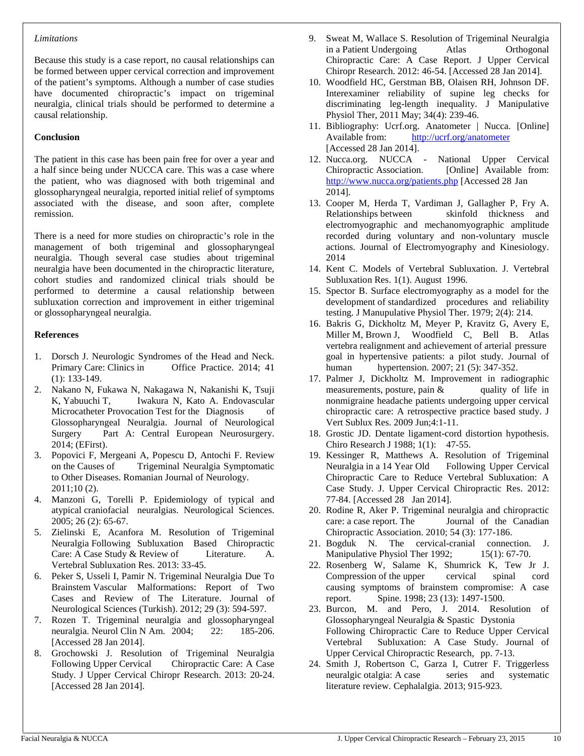*Limitations*

Because this study is a case report, no causal relationships can be formed between upper cervical correction and improvement of the patient's symptoms. Although a number of case studies have documented chiropractic's impact on trigeminal neuralgia, clinical trials should be performed to determine a causal relationship.

**Conclusion**

The patient in this case has been pain free for over a year and a half since being under NUCCA care. This was a case where the patient, who was diagnosed with both trigeminal and glossopharyngeal neuralgia, reported initial relief of symptoms associated with the disease, and soon after, complete remission.

There is a need for more studies on chiropractic's role in the management of both trigeminal and glossopharyngeal neuralgia. Though several case studies about trigeminal neuralgia have been documented in the chiropractic literature, cohort studies and randomized clinical trials should be performed to determine a causal relationship between subluxation correction and improvement in either trigeminal or glossopharyngeal neuralgia.

**References**

1. Dorsch J. Neurologic Syndromes of the Head and Neck. Primary Care: Clinics in Office Practice. 2014; 41 (1): 133-149.
2. Nakano N, Fukawa N, Nakagawa N, Nakanishi K, Tsuji K, Yabuuchi T, Iwakura N, Kato A. Endovascular Microcatheter Provocation Test for the Diagnosis of Glossopharyngeal Neuralgia. Journal of Neurological Surgery Part A: Central European Neurosurgery. 2014; (EFirst).
3. Popovici F, Mergeani A, Popescu D, Antochi F. Review on the Causes of Trigeminal Neuralgia Symptomatic to Other Diseases. Romanian Journal of Neurology. 2011;10 (2).
4. Manzoni G, Torelli P. Epidemiology of typical and atypical craniofacial neuralgias. Neurological Sciences. 2005; 26 (2): 65-67.
5. Zielinski E, Acanfora M. Resolution of Trigeminal Neuralgia Following Subluxation Based Chiropractic Care: A Case Study & Review of Literature. A. Vertebral Subluxation Res. 2013: 33-45.
6. Peker S, Usseli I, Pamir N. Trigeminal Neuralgia Due To Brainstem Vascular Malformations: Report of Two Cases and Review of The Literature. Journal of Neurological Sciences (Turkish). 2012; 29 (3): 594-597.
7. Rozen T. Trigeminal neuralgia and glossopharyngeal neuralgia. Neurol Clin N Am. 2004; 22: 185-206. [Accessed 28 Jan 2014].
8. Grochowski J. Resolution of Trigeminal Neuralgia Following Upper Cervical Chiropractic Care: A Case Study. J Upper Cervical Chiropr Research. 2013: 20-24. [Accessed 28 Jan 2014].
9. Sweat M, Wallace S. Resolution of Trigeminal Neuralgia in a Patient Undergoing Atlas Orthogonal Chiropractic Care: A Case Report. J Upper Cervical Chiropr Research. 2012: 46-54. [Accessed 28 Jan 2014].
10. Woodfield HC, Gerstman BB, Olaisen RH, Johnson DF. Interexaminer reliability of supine leg checks for discriminating leg-length inequality. J Manipulative Physiol Ther, 2011 May; 34(4): 239-46.
11. Bibliography: Ucrf.org. Anatometer | Nucca. [Online] Available from: http://ucrf.org/anatometer [Accessed 28 Jan 2014].
12. Nucca.org. NUCCA - National Upper Cervical Chiropractic Association. [Online] Available from: http://www.nucca.org/patients.php [Accessed 28 Jan 2014].
13. Cooper M, Herda T, Vardiman J, Gallagher P, Fry A. Relationships between skinfold thickness and electromyographic and mechanomyographic amplitude recorded during voluntary and non-voluntary muscle actions. Journal of Electromyography and Kinesiology. 2014
14. Kent C. Models of Vertebral Subluxation. J. Vertebral Subluxation Res. 1(1). August 1996.
15. Spector B. Surface electromyography as a model for the development of standardized procedures and reliability testing. J Manupulative Physiol Ther. 1979; 2(4): 214.
16. Bakris G, Dickholtz M, Meyer P, Kravitz G, Avery E, Miller M, Brown J, Woodfield C, Bell B. Atlas vertebra realignment and achievement of arterial pressure goal in hypertensive patients: a pilot study. Journal of human hypertension. 2007; 21 (5): 347-352.
17. Palmer J, Dickholtz M. Improvement in radiographic measurements, posture, pain & quality of life in nonmigraine headache patients undergoing upper cervical chiropractic care: A retrospective practice based study. J Vert Sublux Res. 2009 Jun;4:1-11.
18. Grostic JD. Dentate ligament-cord distortion hypothesis. Chiro Research J 1988; 1(1): 47-55.
19. Kessinger R, Matthews A. Resolution of Trigeminal Neuralgia in a 14 Year Old Following Upper Cervical Chiropractic Care to Reduce Vertebral Subluxation: A Case Study. J. Upper Cervical Chiropractic Res. 2012: 77-84. [Accessed 28 Jan 2014].
20. Rodine R, Aker P. Trigeminal neuralgia and chiropractic care: a case report. The Journal of the Canadian Chiropractic Association. 2010; 54 (3): 177-186.
21. Bogduk N. The cervical-cranial connection. J. Manipulative Physiol Ther 1992; 15(1): 67-70.
22. Rosenberg W, Salame K, Shumrick K, Tew Jr J. Compression of the upper cervical spinal cord causing symptoms of brainstem compromise: A case report. Spine. 1998; 23 (13): 1497-1500.
23. Burcon, M. and Pero, J. 2014. Resolution of Glossopharyngeal Neuralgia & Spastic Dystonia Following Chiropractic Care to Reduce Upper Cervical Vertebral Subluxation: A Case Study. Journal of Upper Cervical Chiropractic Research, pp. 7-13.
24. Smith J, Robertson C, Garza I, Cutrer F. Triggerless neuralgic otalgia: A case series and systematic literature review. Cephalalgia. 2013; 915-923.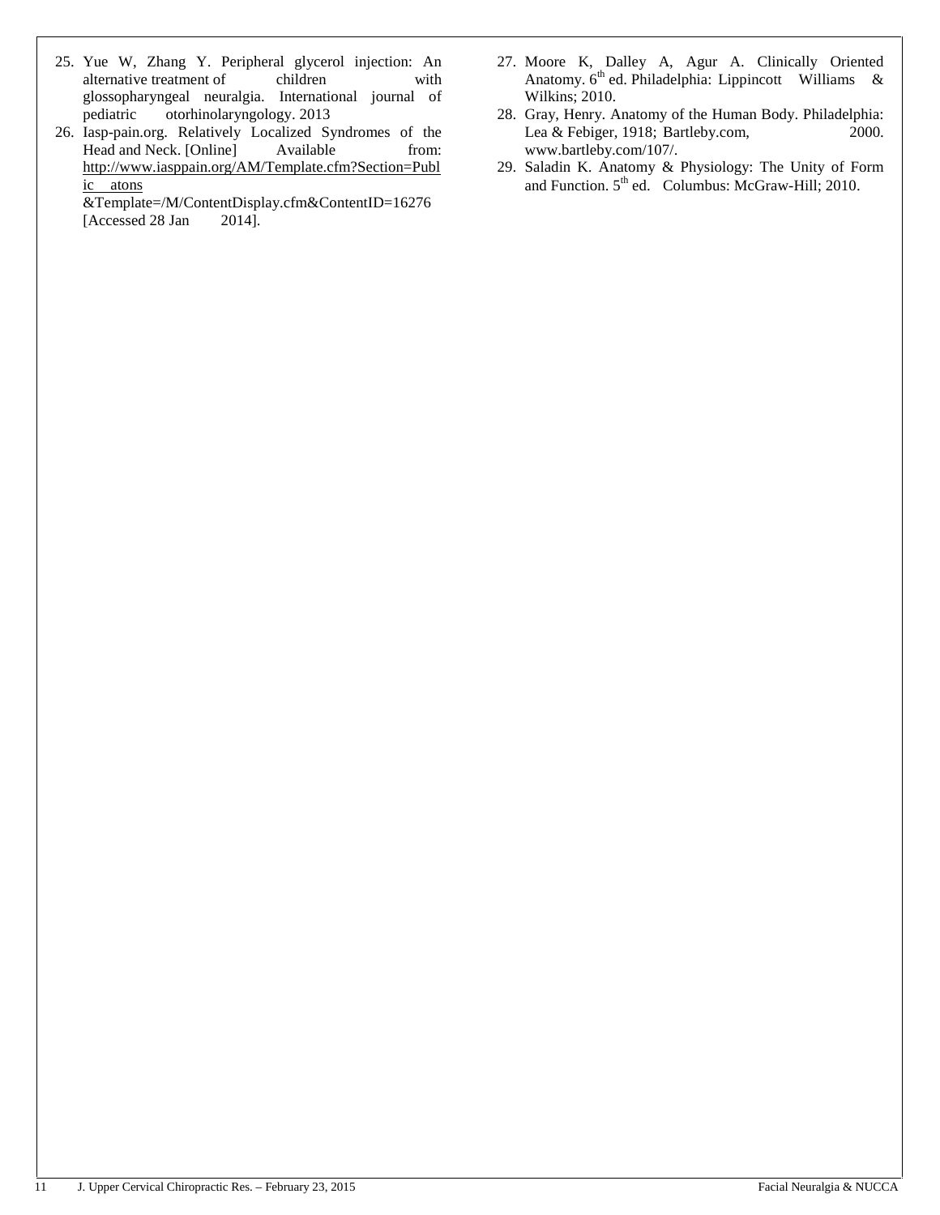25. Yue W, Zhang Y. Peripheral glycerol injection: An alternative treatment of children with glossopharyngeal neuralgia. International journal of pediatric otorhinolaryngology. 2013
26. Iasp-pain.org. Relatively Localized Syndromes of the Head and Neck. [Online] Available from: http://www.iasppain.org/AM/Template.cfm?Section=Public atons &Template=/M/ContentDisplay.cfm&ContentID=16276 [Accessed 28 Jan 2014].
27. Moore K, Dalley A, Agur A. Clinically Oriented Anatomy. 6th ed. Philadelphia: Lippincott Williams & Wilkins; 2010.
28. Gray, Henry. Anatomy of the Human Body. Philadelphia: Lea & Febiger, 1918; Bartleby.com, 2000. www.bartleby.com/107/.
29. Saladin K. Anatomy & Physiology: The Unity of Form and Function. 5th ed. Columbus: McGraw-Hill; 2010.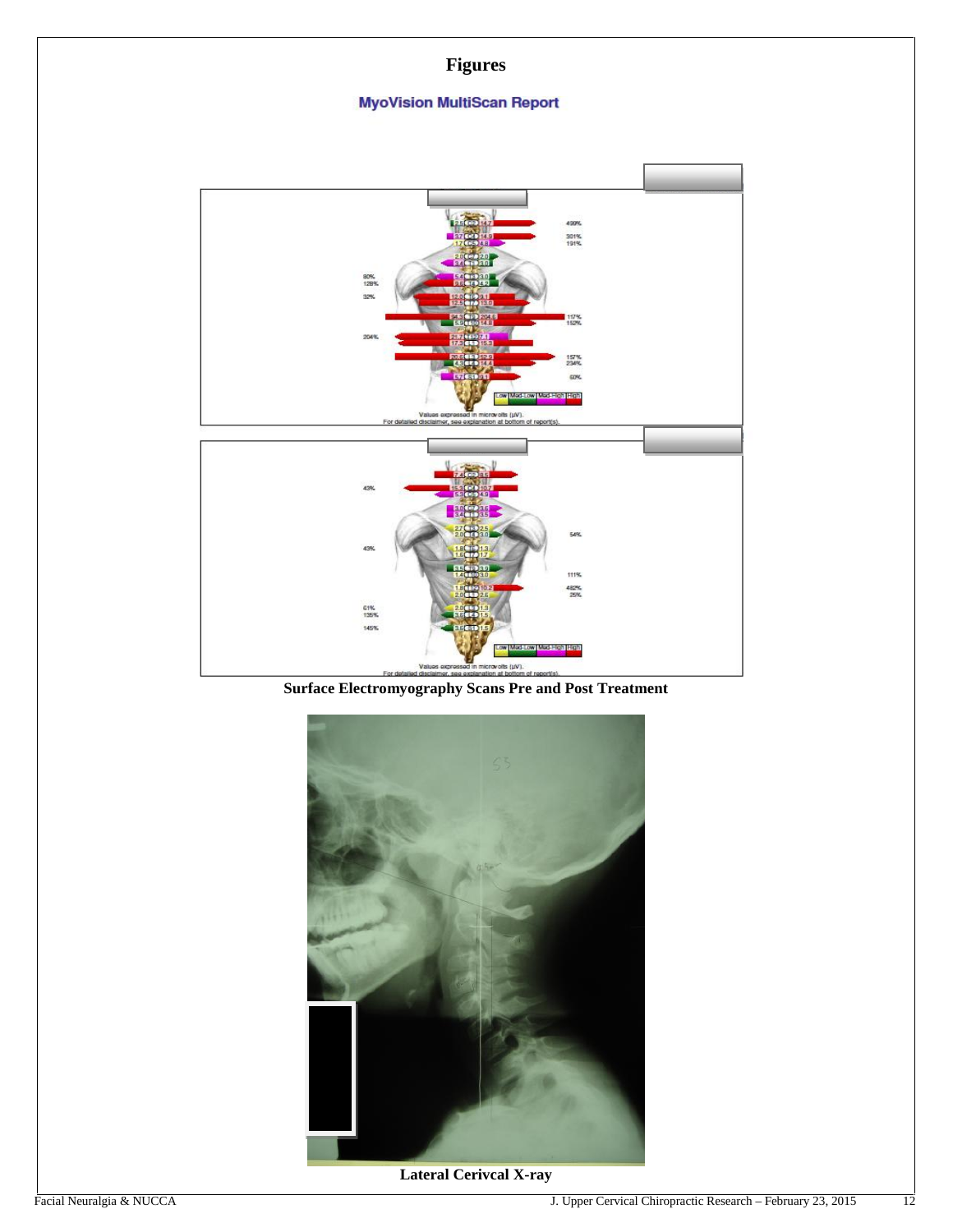# Figures

MyoVision MultiScan Report

Surface Electromyography Scans Pre and Post Treatment

Lateral Cerivcal X-ray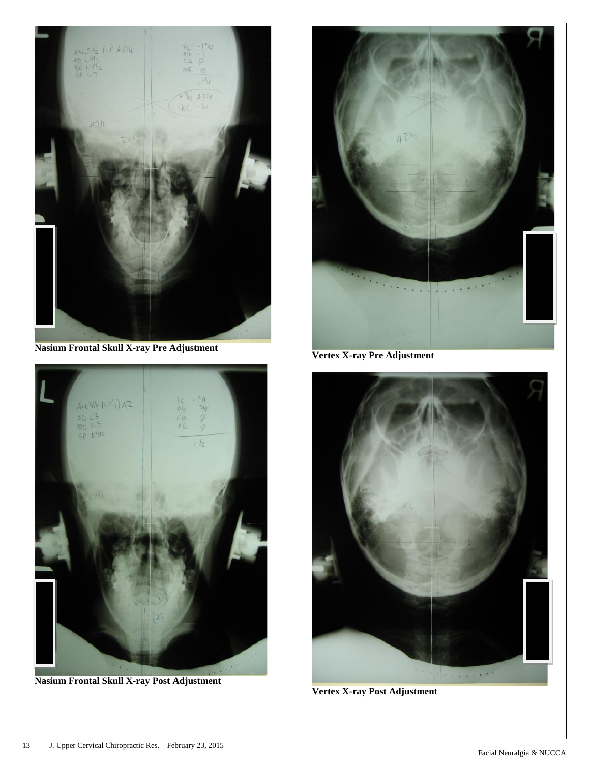Nasium Frontal Skull X-ray Pre Adjustment

Vertex X-ray Pre Adjustment

Nasium Frontal Skull X-ray Post Adjustment

Vertex X-ray Post Adjustment